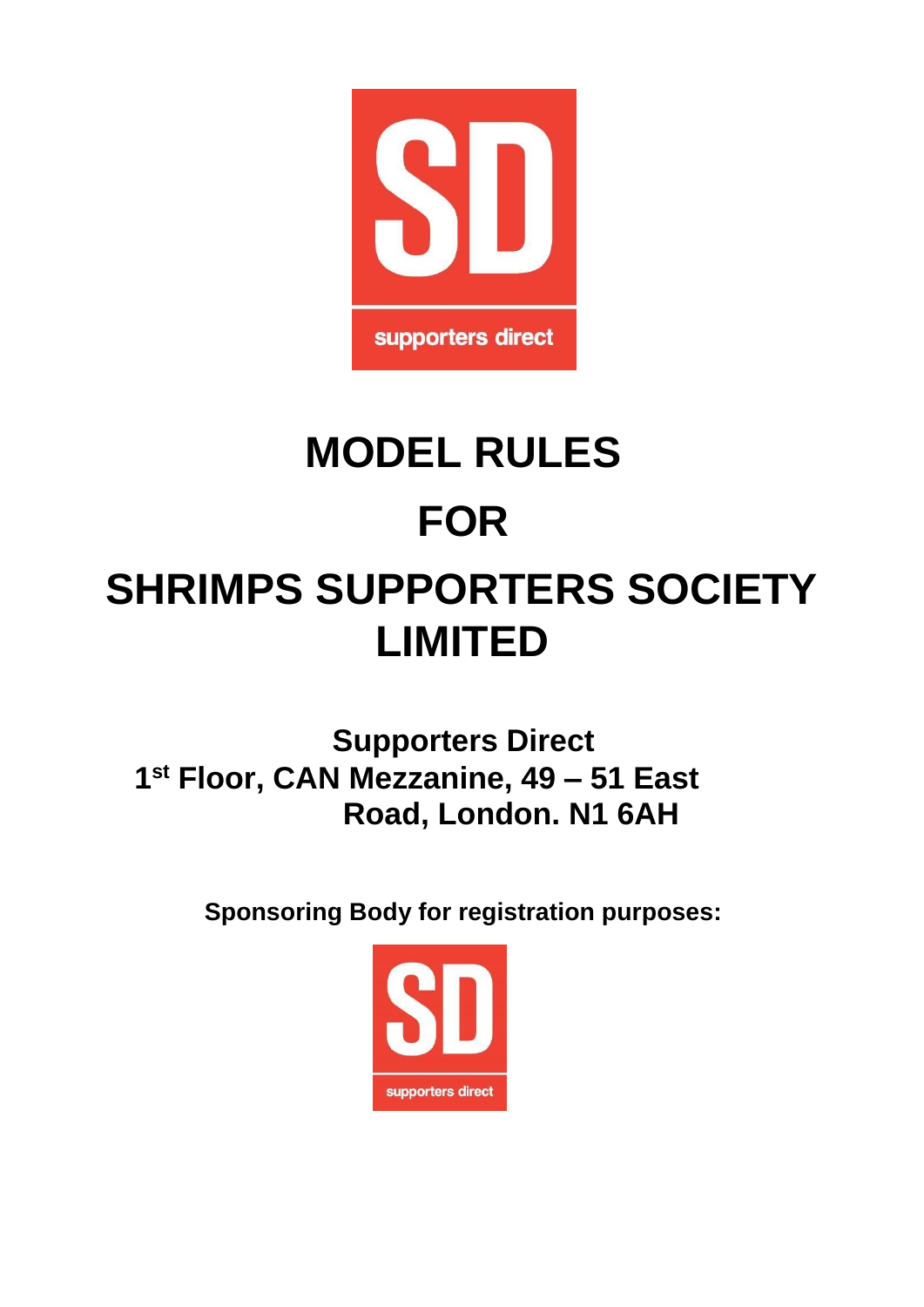supporters direct

# MODEL RULES

# FOR

# SHRIMPS SUPPORTERS SOCIETY LIMITED

**Supporters Direct**
**1st Floor, CAN Mezzanine, 49 – 51 East Road, London. N1 6AH**

**Sponsoring Body for registration purposes:**

supporters direct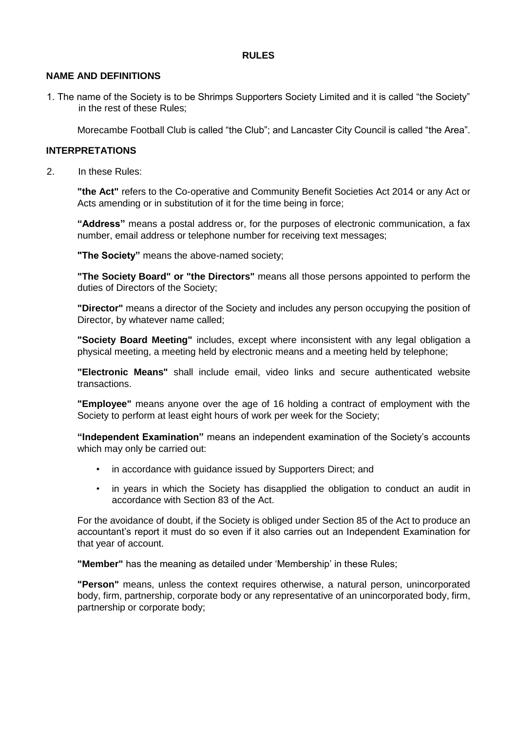**RULES**

**NAME AND DEFINITIONS**

1. The name of the Society is to be Shrimps Supporters Society Limited and it is called "the Society" in the rest of these Rules;

   Morecambe Football Club is called "the Club"; and Lancaster City Council is called "the Area".

**INTERPRETATIONS**

2. In these Rules:

   **"the Act"** refers to the Co-operative and Community Benefit Societies Act 2014 or any Act or Acts amending or in substitution of it for the time being in force;

   **"Address"** means a postal address or, for the purposes of electronic communication, a fax number, email address or telephone number for receiving text messages;

   **"The Society"** means the above-named society;

   **"The Society Board" or "the Directors"** means all those persons appointed to perform the duties of Directors of the Society;

   **"Director"** means a director of the Society and includes any person occupying the position of Director, by whatever name called;

   **"Society Board Meeting"** includes, except where inconsistent with any legal obligation a physical meeting, a meeting held by electronic means and a meeting held by telephone;

   **"Electronic Means"** shall include email, video links and secure authenticated website transactions.

   **"Employee"** means anyone over the age of 16 holding a contract of employment with the Society to perform at least eight hours of work per week for the Society;

   **"Independent Examination"** means an independent examination of the Society's accounts which may only be carried out:

   - in accordance with guidance issued by Supporters Direct; and
   - in years in which the Society has disapplied the obligation to conduct an audit in accordance with Section 83 of the Act.

   For the avoidance of doubt, if the Society is obliged under Section 85 of the Act to produce an accountant's report it must do so even if it also carries out an Independent Examination for that year of account.

   **"Member"** has the meaning as detailed under 'Membership' in these Rules;

   **"Person"** means, unless the context requires otherwise, a natural person, unincorporated body, firm, partnership, corporate body or any representative of an unincorporated body, firm, partnership or corporate body;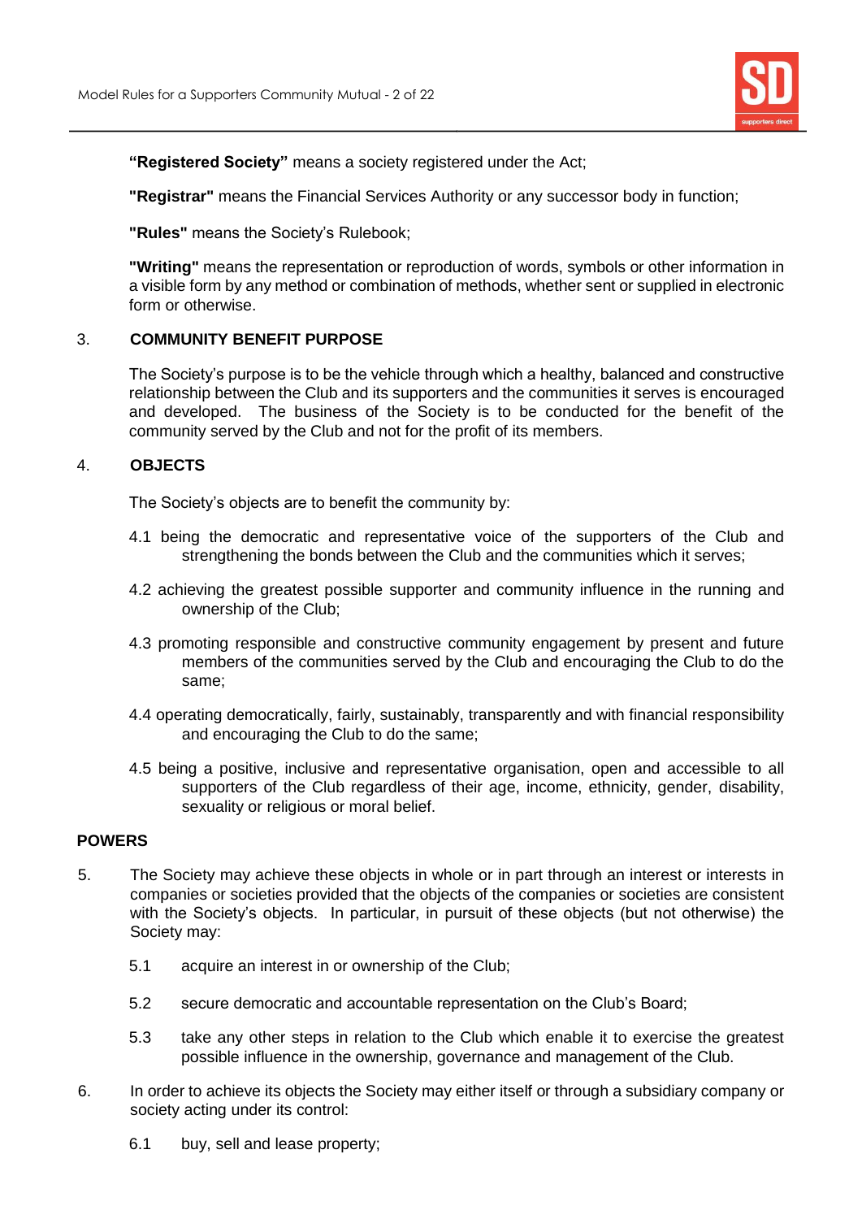**"Registered Society"** means a society registered under the Act;

**"Registrar"** means the Financial Services Authority or any successor body in function;

**"Rules"** means the Society's Rulebook;

**"Writing"** means the representation or reproduction of words, symbols or other information in a visible form by any method or combination of methods, whether sent or supplied in electronic form or otherwise.

## 3. COMMUNITY BENEFIT PURPOSE

The Society's purpose is to be the vehicle through which a healthy, balanced and constructive relationship between the Club and its supporters and the communities it serves is encouraged and developed. The business of the Society is to be conducted for the benefit of the community served by the Club and not for the profit of its members.

## 4. OBJECTS

The Society's objects are to benefit the community by:

4.1 being the democratic and representative voice of the supporters of the Club and strengthening the bonds between the Club and the communities which it serves;

4.2 achieving the greatest possible supporter and community influence in the running and ownership of the Club;

4.3 promoting responsible and constructive community engagement by present and future members of the communities served by the Club and encouraging the Club to do the same;

4.4 operating democratically, fairly, sustainably, transparently and with financial responsibility and encouraging the Club to do the same;

4.5 being a positive, inclusive and representative organisation, open and accessible to all supporters of the Club regardless of their age, income, ethnicity, gender, disability, sexuality or religious or moral belief.

## POWERS

5. The Society may achieve these objects in whole or in part through an interest or interests in companies or societies provided that the objects of the companies or societies are consistent with the Society's objects. In particular, in pursuit of these objects (but not otherwise) the Society may:

5.1 acquire an interest in or ownership of the Club;

5.2 secure democratic and accountable representation on the Club's Board;

5.3 take any other steps in relation to the Club which enable it to exercise the greatest possible influence in the ownership, governance and management of the Club.

6. In order to achieve its objects the Society may either itself or through a subsidiary company or society acting under its control:

6.1 buy, sell and lease property;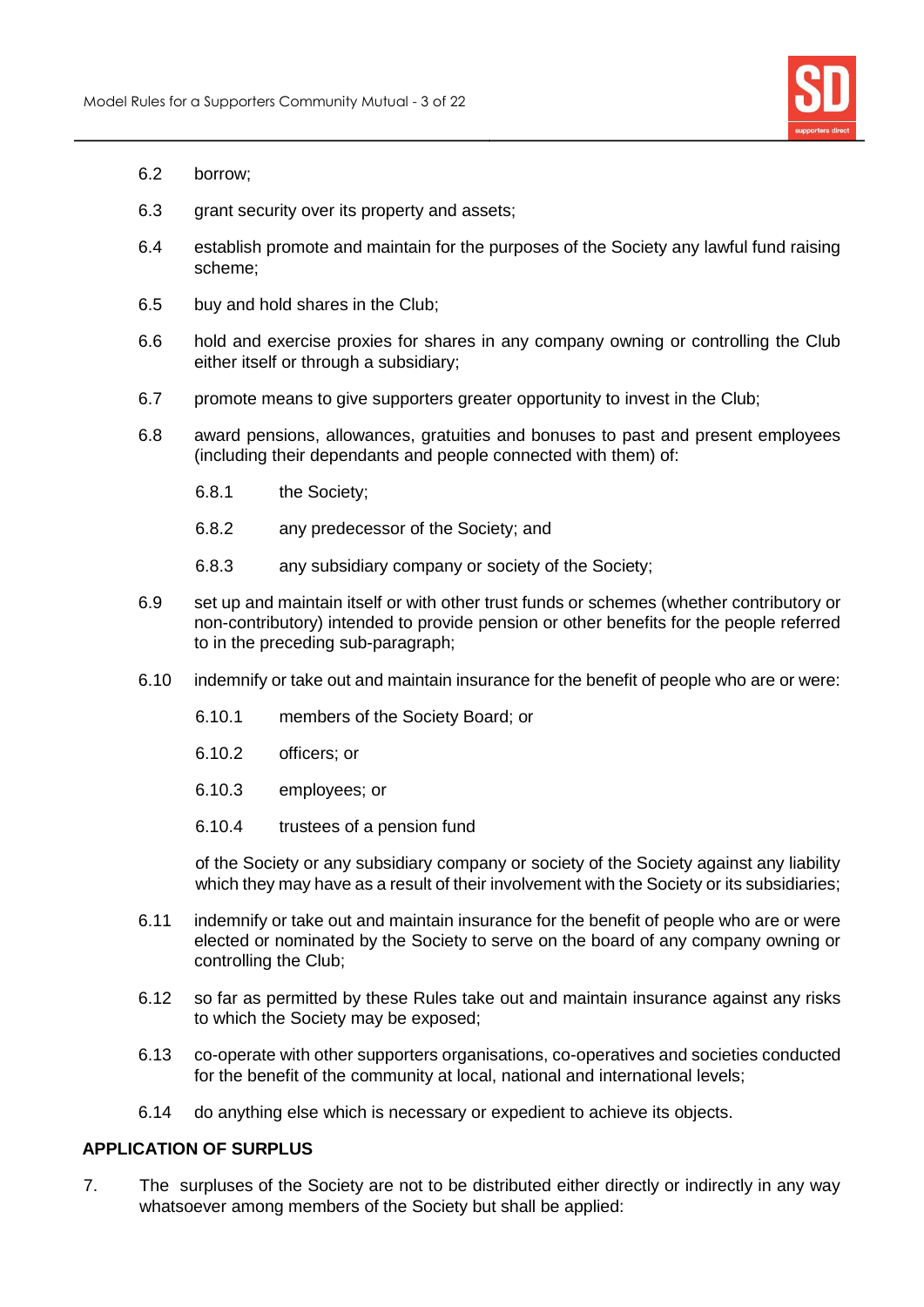6.2 borrow;

6.3 grant security over its property and assets;

6.4 establish promote and maintain for the purposes of the Society any lawful fund raising scheme;

6.5 buy and hold shares in the Club;

6.6 hold and exercise proxies for shares in any company owning or controlling the Club either itself or through a subsidiary;

6.7 promote means to give supporters greater opportunity to invest in the Club;

6.8 award pensions, allowances, gratuities and bonuses to past and present employees (including their dependants and people connected with them) of:

6.8.1 the Society;

6.8.2 any predecessor of the Society; and

6.8.3 any subsidiary company or society of the Society;

6.9 set up and maintain itself or with other trust funds or schemes (whether contributory or non-contributory) intended to provide pension or other benefits for the people referred to in the preceding sub-paragraph;

6.10 indemnify or take out and maintain insurance for the benefit of people who are or were:

6.10.1 members of the Society Board; or

6.10.2 officers; or

6.10.3 employees; or

6.10.4 trustees of a pension fund

of the Society or any subsidiary company or society of the Society against any liability which they may have as a result of their involvement with the Society or its subsidiaries;

6.11 indemnify or take out and maintain insurance for the benefit of people who are or were elected or nominated by the Society to serve on the board of any company owning or controlling the Club;

6.12 so far as permitted by these Rules take out and maintain insurance against any risks to which the Society may be exposed;

6.13 co-operate with other supporters organisations, co-operatives and societies conducted for the benefit of the community at local, national and international levels;

6.14 do anything else which is necessary or expedient to achieve its objects.

**APPLICATION OF SURPLUS**

7. The surpluses of the Society are not to be distributed either directly or indirectly in any way whatsoever among members of the Society but shall be applied: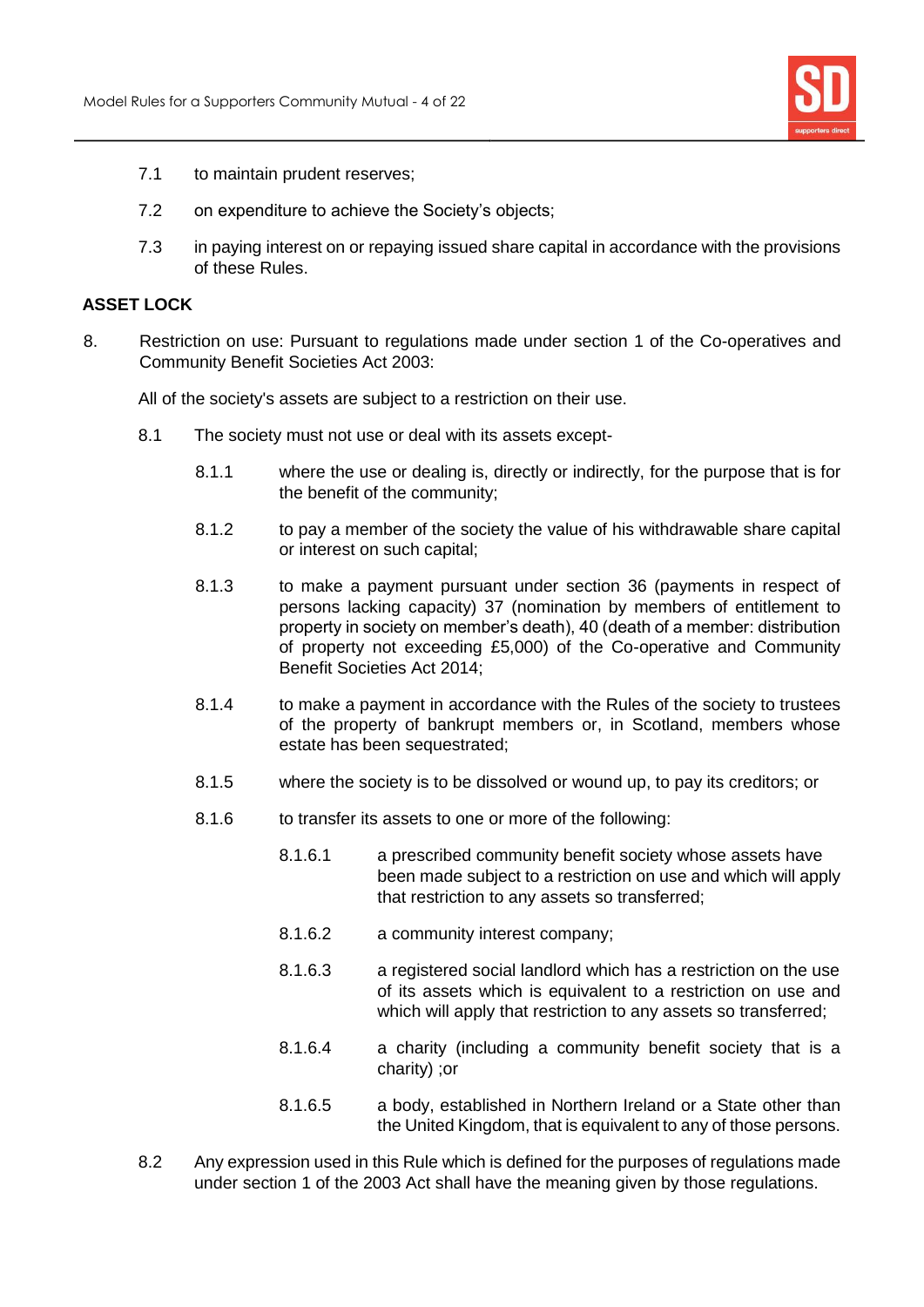7.1 to maintain prudent reserves;

7.2 on expenditure to achieve the Society's objects;

7.3 in paying interest on or repaying issued share capital in accordance with the provisions of these Rules.

**ASSET LOCK**

8. Restriction on use: Pursuant to regulations made under section 1 of the Co-operatives and Community Benefit Societies Act 2003:

All of the society's assets are subject to a restriction on their use.

8.1 The society must not use or deal with its assets except-

8.1.1 where the use or dealing is, directly or indirectly, for the purpose that is for the benefit of the community;

8.1.2 to pay a member of the society the value of his withdrawable share capital or interest on such capital;

8.1.3 to make a payment pursuant under section 36 (payments in respect of persons lacking capacity) 37 (nomination by members of entitlement to property in society on member's death), 40 (death of a member: distribution of property not exceeding £5,000) of the Co-operative and Community Benefit Societies Act 2014;

8.1.4 to make a payment in accordance with the Rules of the society to trustees of the property of bankrupt members or, in Scotland, members whose estate has been sequestrated;

8.1.5 where the society is to be dissolved or wound up, to pay its creditors; or

8.1.6 to transfer its assets to one or more of the following:

8.1.6.1 a prescribed community benefit society whose assets have been made subject to a restriction on use and which will apply that restriction to any assets so transferred;

8.1.6.2 a community interest company;

8.1.6.3 a registered social landlord which has a restriction on the use of its assets which is equivalent to a restriction on use and which will apply that restriction to any assets so transferred;

8.1.6.4 a charity (including a community benefit society that is a charity) ;or

8.1.6.5 a body, established in Northern Ireland or a State other than the United Kingdom, that is equivalent to any of those persons.

8.2 Any expression used in this Rule which is defined for the purposes of regulations made under section 1 of the 2003 Act shall have the meaning given by those regulations.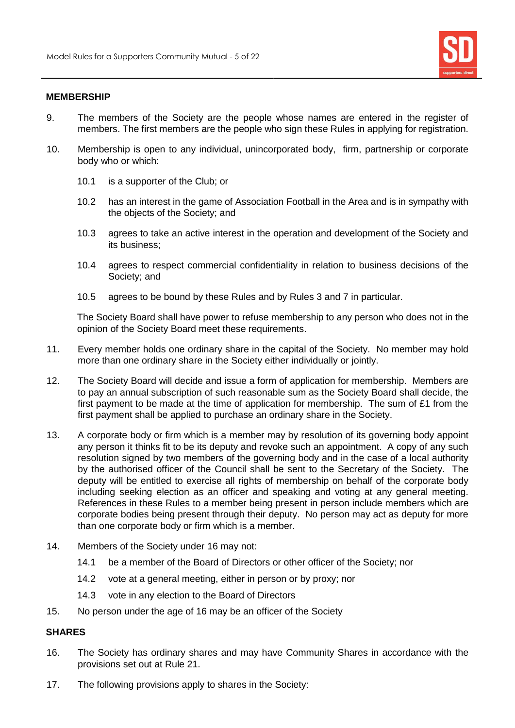## MEMBERSHIP

9. The members of the Society are the people whose names are entered in the register of members. The first members are the people who sign these Rules in applying for registration.

10. Membership is open to any individual, unincorporated body, firm, partnership or corporate body who or which:

    10.1 is a supporter of the Club; or

    10.2 has an interest in the game of Association Football in the Area and is in sympathy with the objects of the Society; and

    10.3 agrees to take an active interest in the operation and development of the Society and its business;

    10.4 agrees to respect commercial confidentiality in relation to business decisions of the Society; and

    10.5 agrees to be bound by these Rules and by Rules 3 and 7 in particular.

    The Society Board shall have power to refuse membership to any person who does not in the opinion of the Society Board meet these requirements.

11. Every member holds one ordinary share in the capital of the Society. No member may hold more than one ordinary share in the Society either individually or jointly.

12. The Society Board will decide and issue a form of application for membership. Members are to pay an annual subscription of such reasonable sum as the Society Board shall decide, the first payment to be made at the time of application for membership. The sum of £1 from the first payment shall be applied to purchase an ordinary share in the Society.

13. A corporate body or firm which is a member may by resolution of its governing body appoint any person it thinks fit to be its deputy and revoke such an appointment. A copy of any such resolution signed by two members of the governing body and in the case of a local authority by the authorised officer of the Council shall be sent to the Secretary of the Society. The deputy will be entitled to exercise all rights of membership on behalf of the corporate body including seeking election as an officer and speaking and voting at any general meeting. References in these Rules to a member being present in person include members which are corporate bodies being present through their deputy. No person may act as deputy for more than one corporate body or firm which is a member.

14. Members of the Society under 16 may not:

    14.1 be a member of the Board of Directors or other officer of the Society; nor

    14.2 vote at a general meeting, either in person or by proxy; nor

    14.3 vote in any election to the Board of Directors

15. No person under the age of 16 may be an officer of the Society

## SHARES

16. The Society has ordinary shares and may have Community Shares in accordance with the provisions set out at Rule 21.

17. The following provisions apply to shares in the Society: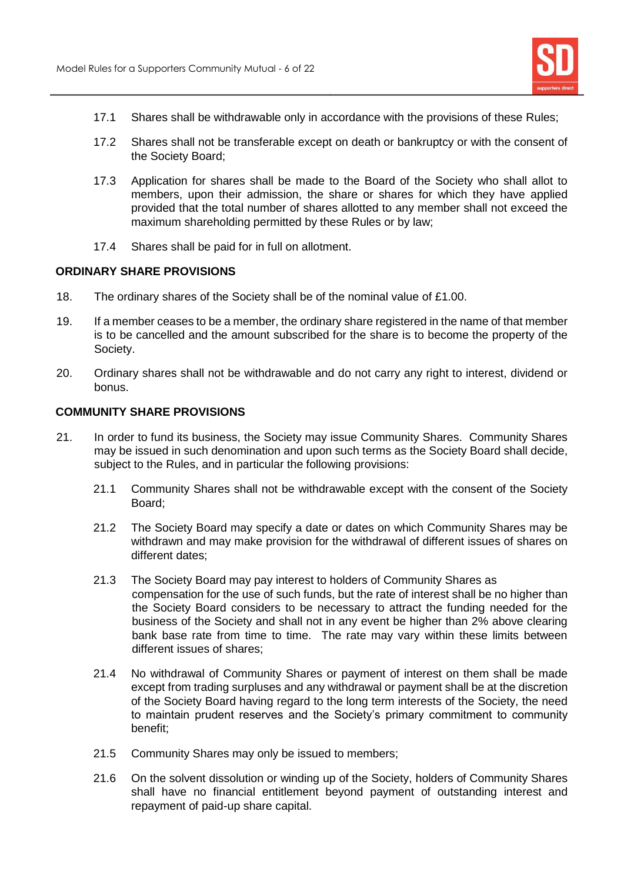17.1 Shares shall be withdrawable only in accordance with the provisions of these Rules;

17.2 Shares shall not be transferable except on death or bankruptcy or with the consent of the Society Board;

17.3 Application for shares shall be made to the Board of the Society who shall allot to members, upon their admission, the share or shares for which they have applied provided that the total number of shares allotted to any member shall not exceed the maximum shareholding permitted by these Rules or by law;

17.4 Shares shall be paid for in full on allotment.

**ORDINARY SHARE PROVISIONS**

18. The ordinary shares of the Society shall be of the nominal value of £1.00.

19. If a member ceases to be a member, the ordinary share registered in the name of that member is to be cancelled and the amount subscribed for the share is to become the property of the Society.

20. Ordinary shares shall not be withdrawable and do not carry any right to interest, dividend or bonus.

**COMMUNITY SHARE PROVISIONS**

21. In order to fund its business, the Society may issue Community Shares. Community Shares may be issued in such denomination and upon such terms as the Society Board shall decide, subject to the Rules, and in particular the following provisions:

21.1 Community Shares shall not be withdrawable except with the consent of the Society Board;

21.2 The Society Board may specify a date or dates on which Community Shares may be withdrawn and may make provision for the withdrawal of different issues of shares on different dates;

21.3 The Society Board may pay interest to holders of Community Shares as compensation for the use of such funds, but the rate of interest shall be no higher than the Society Board considers to be necessary to attract the funding needed for the business of the Society and shall not in any event be higher than 2% above clearing bank base rate from time to time. The rate may vary within these limits between different issues of shares;

21.4 No withdrawal of Community Shares or payment of interest on them shall be made except from trading surpluses and any withdrawal or payment shall be at the discretion of the Society Board having regard to the long term interests of the Society, the need to maintain prudent reserves and the Society's primary commitment to community benefit;

21.5 Community Shares may only be issued to members;

21.6 On the solvent dissolution or winding up of the Society, holders of Community Shares shall have no financial entitlement beyond payment of outstanding interest and repayment of paid-up share capital.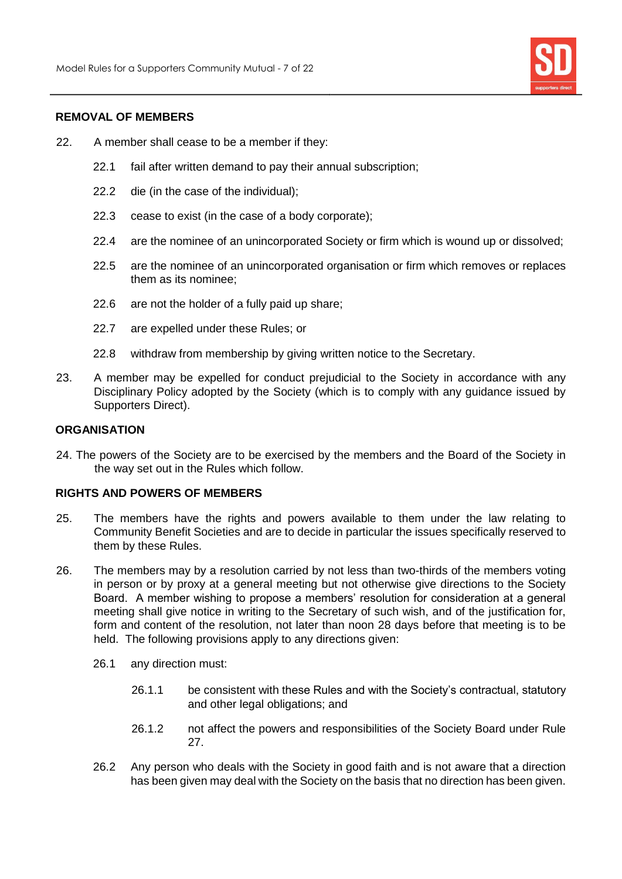## REMOVAL OF MEMBERS

22. A member shall cease to be a member if they:

    22.1 fail after written demand to pay their annual subscription;

    22.2 die (in the case of the individual);

    22.3 cease to exist (in the case of a body corporate);

    22.4 are the nominee of an unincorporated Society or firm which is wound up or dissolved;

    22.5 are the nominee of an unincorporated organisation or firm which removes or replaces them as its nominee;

    22.6 are not the holder of a fully paid up share;

    22.7 are expelled under these Rules; or

    22.8 withdraw from membership by giving written notice to the Secretary.

23. A member may be expelled for conduct prejudicial to the Society in accordance with any Disciplinary Policy adopted by the Society (which is to comply with any guidance issued by Supporters Direct).

## ORGANISATION

24. The powers of the Society are to be exercised by the members and the Board of the Society in the way set out in the Rules which follow.

## RIGHTS AND POWERS OF MEMBERS

25. The members have the rights and powers available to them under the law relating to Community Benefit Societies and are to decide in particular the issues specifically reserved to them by these Rules.

26. The members may by a resolution carried by not less than two-thirds of the members voting in person or by proxy at a general meeting but not otherwise give directions to the Society Board. A member wishing to propose a members' resolution for consideration at a general meeting shall give notice in writing to the Secretary of such wish, and of the justification for, form and content of the resolution, not later than noon 28 days before that meeting is to be held. The following provisions apply to any directions given:

    26.1 any direction must:

        26.1.1 be consistent with these Rules and with the Society's contractual, statutory and other legal obligations; and

        26.1.2 not affect the powers and responsibilities of the Society Board under Rule 27.

    26.2 Any person who deals with the Society in good faith and is not aware that a direction has been given may deal with the Society on the basis that no direction has been given.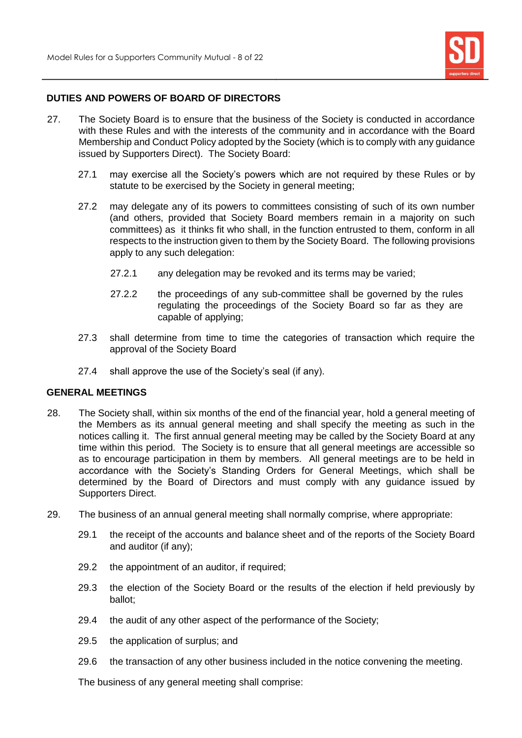## DUTIES AND POWERS OF BOARD OF DIRECTORS

27. The Society Board is to ensure that the business of the Society is conducted in accordance with these Rules and with the interests of the community and in accordance with the Board Membership and Conduct Policy adopted by the Society (which is to comply with any guidance issued by Supporters Direct). The Society Board:

    27.1 may exercise all the Society's powers which are not required by these Rules or by statute to be exercised by the Society in general meeting;

    27.2 may delegate any of its powers to committees consisting of such of its own number (and others, provided that Society Board members remain in a majority on such committees) as it thinks fit who shall, in the function entrusted to them, conform in all respects to the instruction given to them by the Society Board. The following provisions apply to any such delegation:

        27.2.1 any delegation may be revoked and its terms may be varied;

        27.2.2 the proceedings of any sub-committee shall be governed by the rules regulating the proceedings of the Society Board so far as they are capable of applying;

    27.3 shall determine from time to time the categories of transaction which require the approval of the Society Board

    27.4 shall approve the use of the Society's seal (if any).

## GENERAL MEETINGS

28. The Society shall, within six months of the end of the financial year, hold a general meeting of the Members as its annual general meeting and shall specify the meeting as such in the notices calling it. The first annual general meeting may be called by the Society Board at any time within this period. The Society is to ensure that all general meetings are accessible so as to encourage participation in them by members. All general meetings are to be held in accordance with the Society's Standing Orders for General Meetings, which shall be determined by the Board of Directors and must comply with any guidance issued by Supporters Direct.

29. The business of an annual general meeting shall normally comprise, where appropriate:

    29.1 the receipt of the accounts and balance sheet and of the reports of the Society Board and auditor (if any);

    29.2 the appointment of an auditor, if required;

    29.3 the election of the Society Board or the results of the election if held previously by ballot;

    29.4 the audit of any other aspect of the performance of the Society;

    29.5 the application of surplus; and

    29.6 the transaction of any other business included in the notice convening the meeting.

    The business of any general meeting shall comprise: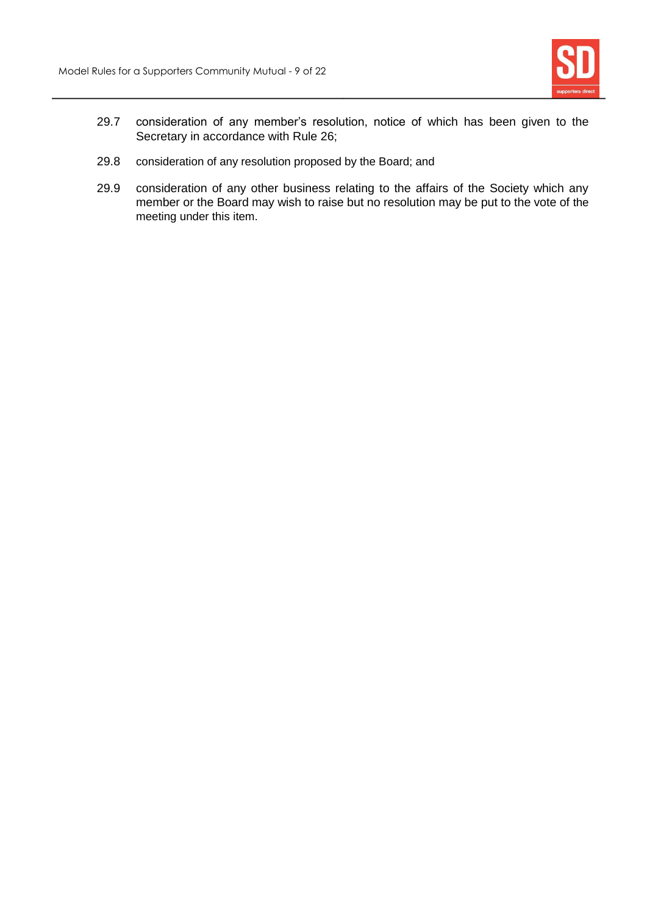29.7 consideration of any member's resolution, notice of which has been given to the Secretary in accordance with Rule 26;

29.8 consideration of any resolution proposed by the Board; and

29.9 consideration of any other business relating to the affairs of the Society which any member or the Board may wish to raise but no resolution may be put to the vote of the meeting under this item.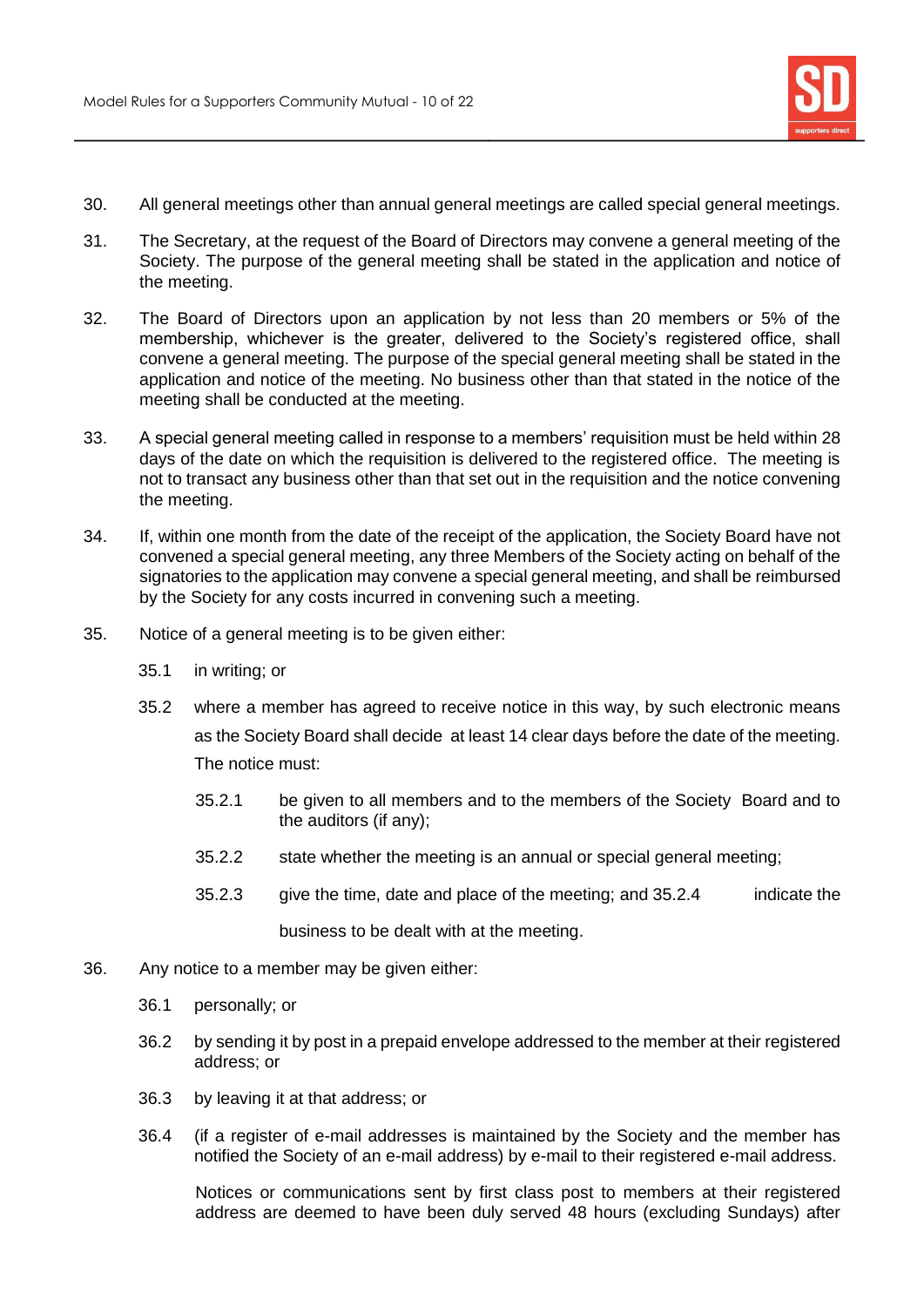30. All general meetings other than annual general meetings are called special general meetings.

31. The Secretary, at the request of the Board of Directors may convene a general meeting of the Society. The purpose of the general meeting shall be stated in the application and notice of the meeting.

32. The Board of Directors upon an application by not less than 20 members or 5% of the membership, whichever is the greater, delivered to the Society's registered office, shall convene a general meeting. The purpose of the special general meeting shall be stated in the application and notice of the meeting. No business other than that stated in the notice of the meeting shall be conducted at the meeting.

33. A special general meeting called in response to a members' requisition must be held within 28 days of the date on which the requisition is delivered to the registered office. The meeting is not to transact any business other than that set out in the requisition and the notice convening the meeting.

34. If, within one month from the date of the receipt of the application, the Society Board have not convened a special general meeting, any three Members of the Society acting on behalf of the signatories to the application may convene a special general meeting, and shall be reimbursed by the Society for any costs incurred in convening such a meeting.

35. Notice of a general meeting is to be given either:

    35.1 in writing; or

    35.2 where a member has agreed to receive notice in this way, by such electronic means as the Society Board shall decide at least 14 clear days before the date of the meeting. The notice must:

        35.2.1 be given to all members and to the members of the Society Board and to the auditors (if any);

        35.2.2 state whether the meeting is an annual or special general meeting;

        35.2.3 give the time, date and place of the meeting; and 35.2.4 indicate the business to be dealt with at the meeting.

36. Any notice to a member may be given either:

    36.1 personally; or

    36.2 by sending it by post in a prepaid envelope addressed to the member at their registered address; or

    36.3 by leaving it at that address; or

    36.4 (if a register of e-mail addresses is maintained by the Society and the member has notified the Society of an e-mail address) by e-mail to their registered e-mail address.

    Notices or communications sent by first class post to members at their registered address are deemed to have been duly served 48 hours (excluding Sundays) after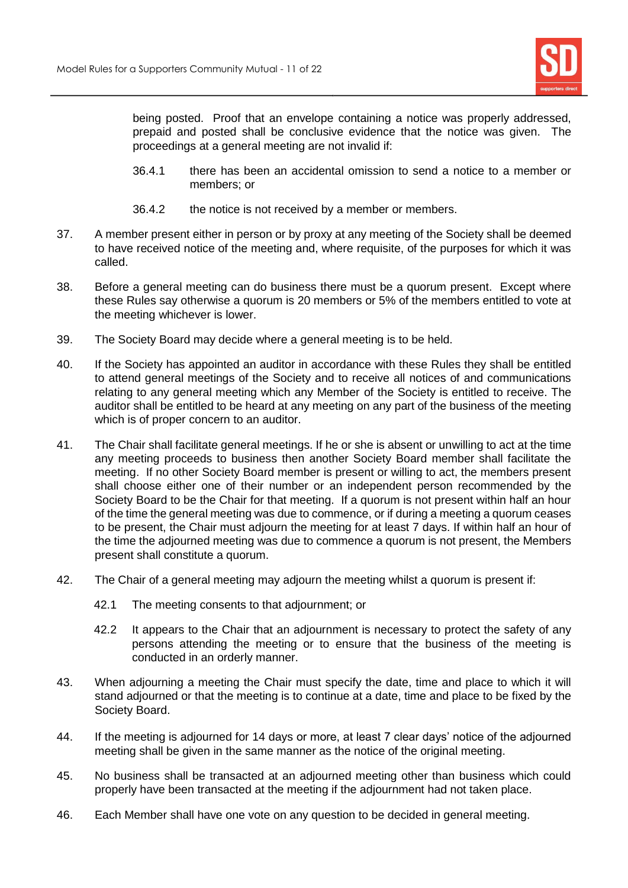being posted. Proof that an envelope containing a notice was properly addressed, prepaid and posted shall be conclusive evidence that the notice was given. The proceedings at a general meeting are not invalid if:

36.4.1 there has been an accidental omission to send a notice to a member or members; or

36.4.2 the notice is not received by a member or members.

37. A member present either in person or by proxy at any meeting of the Society shall be deemed to have received notice of the meeting and, where requisite, of the purposes for which it was called.

38. Before a general meeting can do business there must be a quorum present. Except where these Rules say otherwise a quorum is 20 members or 5% of the members entitled to vote at the meeting whichever is lower.

39. The Society Board may decide where a general meeting is to be held.

40. If the Society has appointed an auditor in accordance with these Rules they shall be entitled to attend general meetings of the Society and to receive all notices of and communications relating to any general meeting which any Member of the Society is entitled to receive. The auditor shall be entitled to be heard at any meeting on any part of the business of the meeting which is of proper concern to an auditor.

41. The Chair shall facilitate general meetings. If he or she is absent or unwilling to act at the time any meeting proceeds to business then another Society Board member shall facilitate the meeting. If no other Society Board member is present or willing to act, the members present shall choose either one of their number or an independent person recommended by the Society Board to be the Chair for that meeting. If a quorum is not present within half an hour of the time the general meeting was due to commence, or if during a meeting a quorum ceases to be present, the Chair must adjourn the meeting for at least 7 days. If within half an hour of the time the adjourned meeting was due to commence a quorum is not present, the Members present shall constitute a quorum.

42. The Chair of a general meeting may adjourn the meeting whilst a quorum is present if:

42.1 The meeting consents to that adjournment; or

42.2 It appears to the Chair that an adjournment is necessary to protect the safety of any persons attending the meeting or to ensure that the business of the meeting is conducted in an orderly manner.

43. When adjourning a meeting the Chair must specify the date, time and place to which it will stand adjourned or that the meeting is to continue at a date, time and place to be fixed by the Society Board.

44. If the meeting is adjourned for 14 days or more, at least 7 clear days' notice of the adjourned meeting shall be given in the same manner as the notice of the original meeting.

45. No business shall be transacted at an adjourned meeting other than business which could properly have been transacted at the meeting if the adjournment had not taken place.

46. Each Member shall have one vote on any question to be decided in general meeting.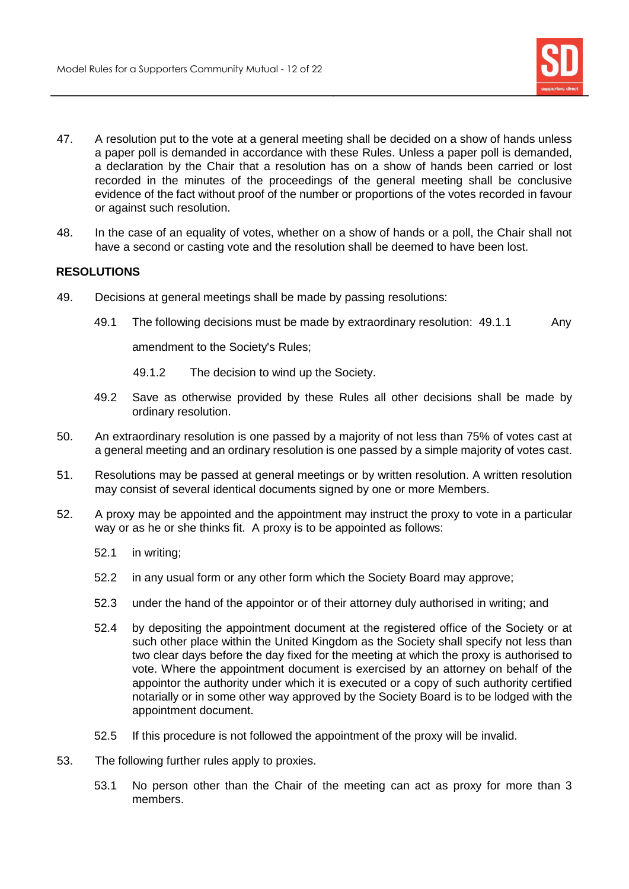47. A resolution put to the vote at a general meeting shall be decided on a show of hands unless a paper poll is demanded in accordance with these Rules. Unless a paper poll is demanded, a declaration by the Chair that a resolution has on a show of hands been carried or lost recorded in the minutes of the proceedings of the general meeting shall be conclusive evidence of the fact without proof of the number or proportions of the votes recorded in favour or against such resolution.

48. In the case of an equality of votes, whether on a show of hands or a poll, the Chair shall not have a second or casting vote and the resolution shall be deemed to have been lost.

**RESOLUTIONS**

49. Decisions at general meetings shall be made by passing resolutions:

    49.1 The following decisions must be made by extraordinary resolution: 49.1.1 Any amendment to the Society's Rules;

    49.1.2 The decision to wind up the Society.

    49.2 Save as otherwise provided by these Rules all other decisions shall be made by ordinary resolution.

50. An extraordinary resolution is one passed by a majority of not less than 75% of votes cast at a general meeting and an ordinary resolution is one passed by a simple majority of votes cast.

51. Resolutions may be passed at general meetings or by written resolution. A written resolution may consist of several identical documents signed by one or more Members.

52. A proxy may be appointed and the appointment may instruct the proxy to vote in a particular way or as he or she thinks fit. A proxy is to be appointed as follows:

    52.1 in writing;

    52.2 in any usual form or any other form which the Society Board may approve;

    52.3 under the hand of the appointor or of their attorney duly authorised in writing; and

    52.4 by depositing the appointment document at the registered office of the Society or at such other place within the United Kingdom as the Society shall specify not less than two clear days before the day fixed for the meeting at which the proxy is authorised to vote. Where the appointment document is exercised by an attorney on behalf of the appointor the authority under which it is executed or a copy of such authority certified notarially or in some other way approved by the Society Board is to be lodged with the appointment document.

    52.5 If this procedure is not followed the appointment of the proxy will be invalid.

53. The following further rules apply to proxies.

    53.1 No person other than the Chair of the meeting can act as proxy for more than 3 members.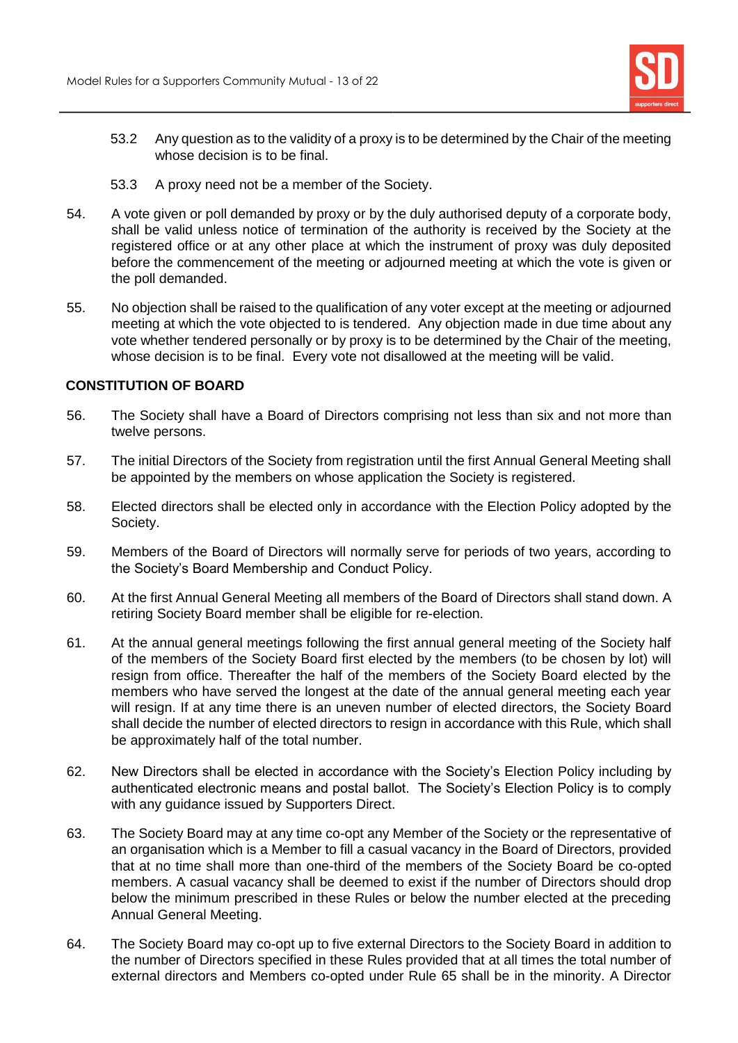53.2 Any question as to the validity of a proxy is to be determined by the Chair of the meeting whose decision is to be final.

53.3 A proxy need not be a member of the Society.

54. A vote given or poll demanded by proxy or by the duly authorised deputy of a corporate body, shall be valid unless notice of termination of the authority is received by the Society at the registered office or at any other place at which the instrument of proxy was duly deposited before the commencement of the meeting or adjourned meeting at which the vote is given or the poll demanded.

55. No objection shall be raised to the qualification of any voter except at the meeting or adjourned meeting at which the vote objected to is tendered. Any objection made in due time about any vote whether tendered personally or by proxy is to be determined by the Chair of the meeting, whose decision is to be final. Every vote not disallowed at the meeting will be valid.

**CONSTITUTION OF BOARD**

56. The Society shall have a Board of Directors comprising not less than six and not more than twelve persons.

57. The initial Directors of the Society from registration until the first Annual General Meeting shall be appointed by the members on whose application the Society is registered.

58. Elected directors shall be elected only in accordance with the Election Policy adopted by the Society.

59. Members of the Board of Directors will normally serve for periods of two years, according to the Society's Board Membership and Conduct Policy.

60. At the first Annual General Meeting all members of the Board of Directors shall stand down. A retiring Society Board member shall be eligible for re-election.

61. At the annual general meetings following the first annual general meeting of the Society half of the members of the Society Board first elected by the members (to be chosen by lot) will resign from office. Thereafter the half of the members of the Society Board elected by the members who have served the longest at the date of the annual general meeting each year will resign. If at any time there is an uneven number of elected directors, the Society Board shall decide the number of elected directors to resign in accordance with this Rule, which shall be approximately half of the total number.

62. New Directors shall be elected in accordance with the Society's Election Policy including by authenticated electronic means and postal ballot. The Society's Election Policy is to comply with any guidance issued by Supporters Direct.

63. The Society Board may at any time co-opt any Member of the Society or the representative of an organisation which is a Member to fill a casual vacancy in the Board of Directors, provided that at no time shall more than one-third of the members of the Society Board be co-opted members. A casual vacancy shall be deemed to exist if the number of Directors should drop below the minimum prescribed in these Rules or below the number elected at the preceding Annual General Meeting.

64. The Society Board may co-opt up to five external Directors to the Society Board in addition to the number of Directors specified in these Rules provided that at all times the total number of external directors and Members co-opted under Rule 65 shall be in the minority. A Director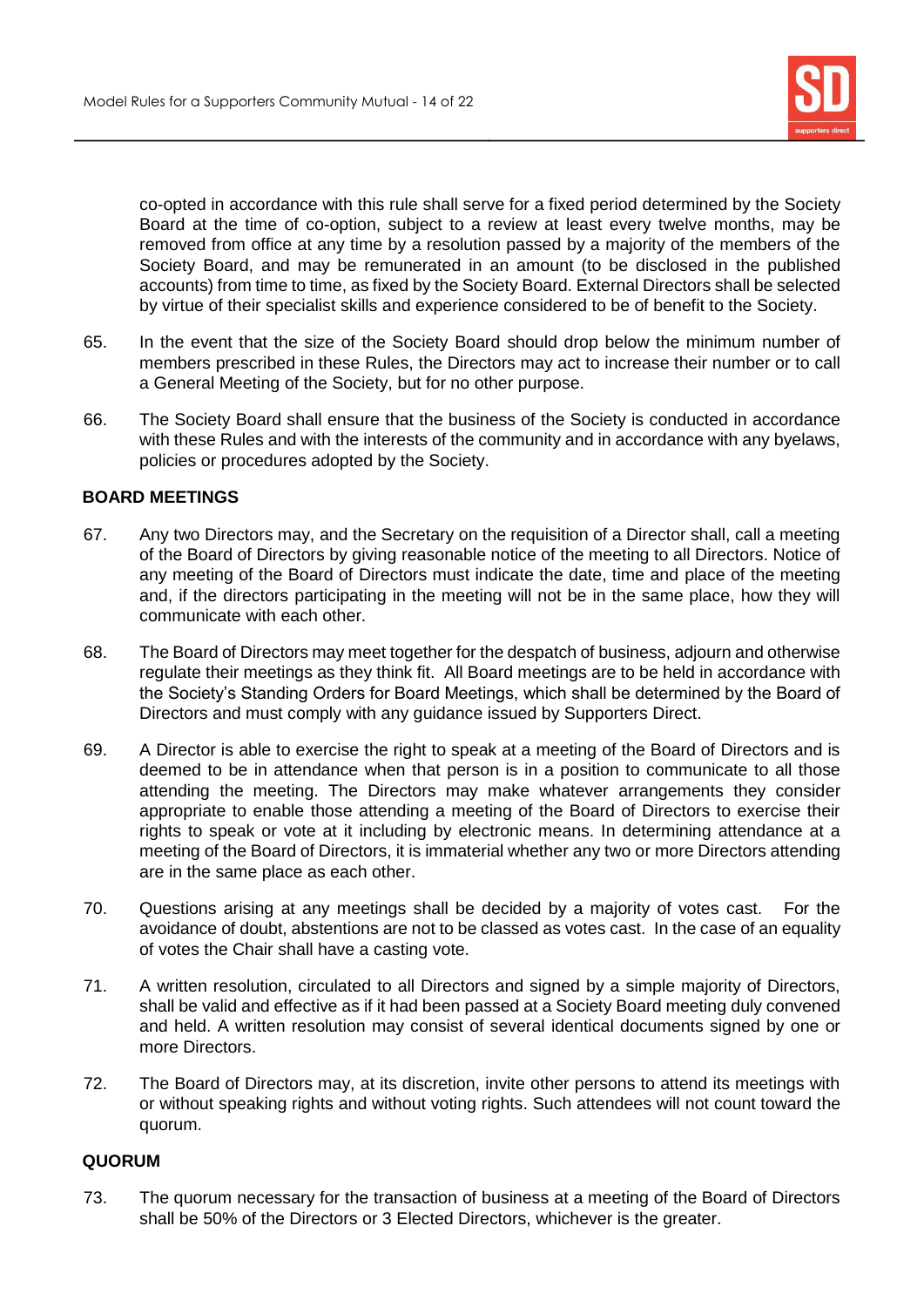co-opted in accordance with this rule shall serve for a fixed period determined by the Society Board at the time of co-option, subject to a review at least every twelve months, may be removed from office at any time by a resolution passed by a majority of the members of the Society Board, and may be remunerated in an amount (to be disclosed in the published accounts) from time to time, as fixed by the Society Board. External Directors shall be selected by virtue of their specialist skills and experience considered to be of benefit to the Society.

65. In the event that the size of the Society Board should drop below the minimum number of members prescribed in these Rules, the Directors may act to increase their number or to call a General Meeting of the Society, but for no other purpose.

66. The Society Board shall ensure that the business of the Society is conducted in accordance with these Rules and with the interests of the community and in accordance with any byelaws, policies or procedures adopted by the Society.

**BOARD MEETINGS**

67. Any two Directors may, and the Secretary on the requisition of a Director shall, call a meeting of the Board of Directors by giving reasonable notice of the meeting to all Directors. Notice of any meeting of the Board of Directors must indicate the date, time and place of the meeting and, if the directors participating in the meeting will not be in the same place, how they will communicate with each other.

68. The Board of Directors may meet together for the despatch of business, adjourn and otherwise regulate their meetings as they think fit. All Board meetings are to be held in accordance with the Society's Standing Orders for Board Meetings, which shall be determined by the Board of Directors and must comply with any guidance issued by Supporters Direct.

69. A Director is able to exercise the right to speak at a meeting of the Board of Directors and is deemed to be in attendance when that person is in a position to communicate to all those attending the meeting. The Directors may make whatever arrangements they consider appropriate to enable those attending a meeting of the Board of Directors to exercise their rights to speak or vote at it including by electronic means. In determining attendance at a meeting of the Board of Directors, it is immaterial whether any two or more Directors attending are in the same place as each other.

70. Questions arising at any meetings shall be decided by a majority of votes cast. For the avoidance of doubt, abstentions are not to be classed as votes cast. In the case of an equality of votes the Chair shall have a casting vote.

71. A written resolution, circulated to all Directors and signed by a simple majority of Directors, shall be valid and effective as if it had been passed at a Society Board meeting duly convened and held. A written resolution may consist of several identical documents signed by one or more Directors.

72. The Board of Directors may, at its discretion, invite other persons to attend its meetings with or without speaking rights and without voting rights. Such attendees will not count toward the quorum.

**QUORUM**

73. The quorum necessary for the transaction of business at a meeting of the Board of Directors shall be 50% of the Directors or 3 Elected Directors, whichever is the greater.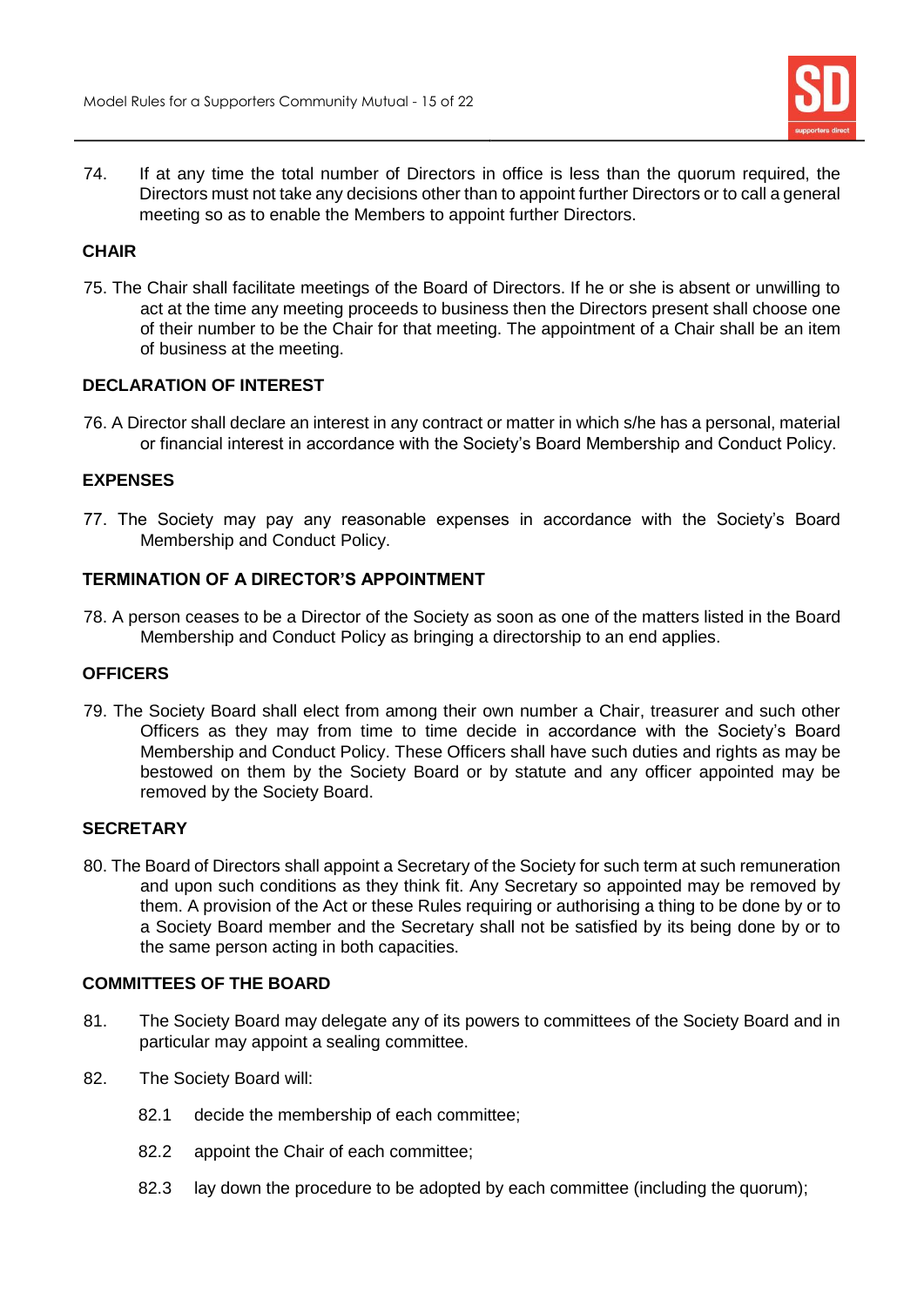74. If at any time the total number of Directors in office is less than the quorum required, the Directors must not take any decisions other than to appoint further Directors or to call a general meeting so as to enable the Members to appoint further Directors.

## CHAIR

75. The Chair shall facilitate meetings of the Board of Directors. If he or she is absent or unwilling to act at the time any meeting proceeds to business then the Directors present shall choose one of their number to be the Chair for that meeting. The appointment of a Chair shall be an item of business at the meeting.

## DECLARATION OF INTEREST

76. A Director shall declare an interest in any contract or matter in which s/he has a personal, material or financial interest in accordance with the Society's Board Membership and Conduct Policy.

## EXPENSES

77. The Society may pay any reasonable expenses in accordance with the Society's Board Membership and Conduct Policy.

## TERMINATION OF A DIRECTOR'S APPOINTMENT

78. A person ceases to be a Director of the Society as soon as one of the matters listed in the Board Membership and Conduct Policy as bringing a directorship to an end applies.

## OFFICERS

79. The Society Board shall elect from among their own number a Chair, treasurer and such other Officers as they may from time to time decide in accordance with the Society's Board Membership and Conduct Policy. These Officers shall have such duties and rights as may be bestowed on them by the Society Board or by statute and any officer appointed may be removed by the Society Board.

## SECRETARY

80. The Board of Directors shall appoint a Secretary of the Society for such term at such remuneration and upon such conditions as they think fit. Any Secretary so appointed may be removed by them. A provision of the Act or these Rules requiring or authorising a thing to be done by or to a Society Board member and the Secretary shall not be satisfied by its being done by or to the same person acting in both capacities.

## COMMITTEES OF THE BOARD

81. The Society Board may delegate any of its powers to committees of the Society Board and in particular may appoint a sealing committee.

82. The Society Board will:

    82.1 decide the membership of each committee;

    82.2 appoint the Chair of each committee;

    82.3 lay down the procedure to be adopted by each committee (including the quorum);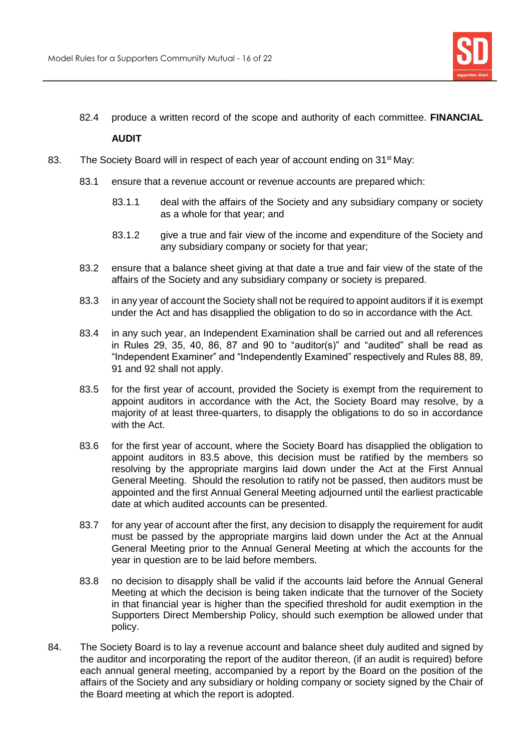82.4 produce a written record of the scope and authority of each committee. **FINANCIAL AUDIT**

83. The Society Board will in respect of each year of account ending on 31st May:

    83.1 ensure that a revenue account or revenue accounts are prepared which:

        83.1.1 deal with the affairs of the Society and any subsidiary company or society as a whole for that year; and

        83.1.2 give a true and fair view of the income and expenditure of the Society and any subsidiary company or society for that year;

    83.2 ensure that a balance sheet giving at that date a true and fair view of the state of the affairs of the Society and any subsidiary company or society is prepared.

    83.3 in any year of account the Society shall not be required to appoint auditors if it is exempt under the Act and has disapplied the obligation to do so in accordance with the Act.

    83.4 in any such year, an Independent Examination shall be carried out and all references in Rules 29, 35, 40, 86, 87 and 90 to "auditor(s)" and "audited" shall be read as "Independent Examiner" and "Independently Examined" respectively and Rules 88, 89, 91 and 92 shall not apply.

    83.5 for the first year of account, provided the Society is exempt from the requirement to appoint auditors in accordance with the Act, the Society Board may resolve, by a majority of at least three-quarters, to disapply the obligations to do so in accordance with the Act.

    83.6 for the first year of account, where the Society Board has disapplied the obligation to appoint auditors in 83.5 above, this decision must be ratified by the members so resolving by the appropriate margins laid down under the Act at the First Annual General Meeting. Should the resolution to ratify not be passed, then auditors must be appointed and the first Annual General Meeting adjourned until the earliest practicable date at which audited accounts can be presented.

    83.7 for any year of account after the first, any decision to disapply the requirement for audit must be passed by the appropriate margins laid down under the Act at the Annual General Meeting prior to the Annual General Meeting at which the accounts for the year in question are to be laid before members.

    83.8 no decision to disapply shall be valid if the accounts laid before the Annual General Meeting at which the decision is being taken indicate that the turnover of the Society in that financial year is higher than the specified threshold for audit exemption in the Supporters Direct Membership Policy, should such exemption be allowed under that policy.

84. The Society Board is to lay a revenue account and balance sheet duly audited and signed by the auditor and incorporating the report of the auditor thereon, (if an audit is required) before each annual general meeting, accompanied by a report by the Board on the position of the affairs of the Society and any subsidiary or holding company or society signed by the Chair of the Board meeting at which the report is adopted.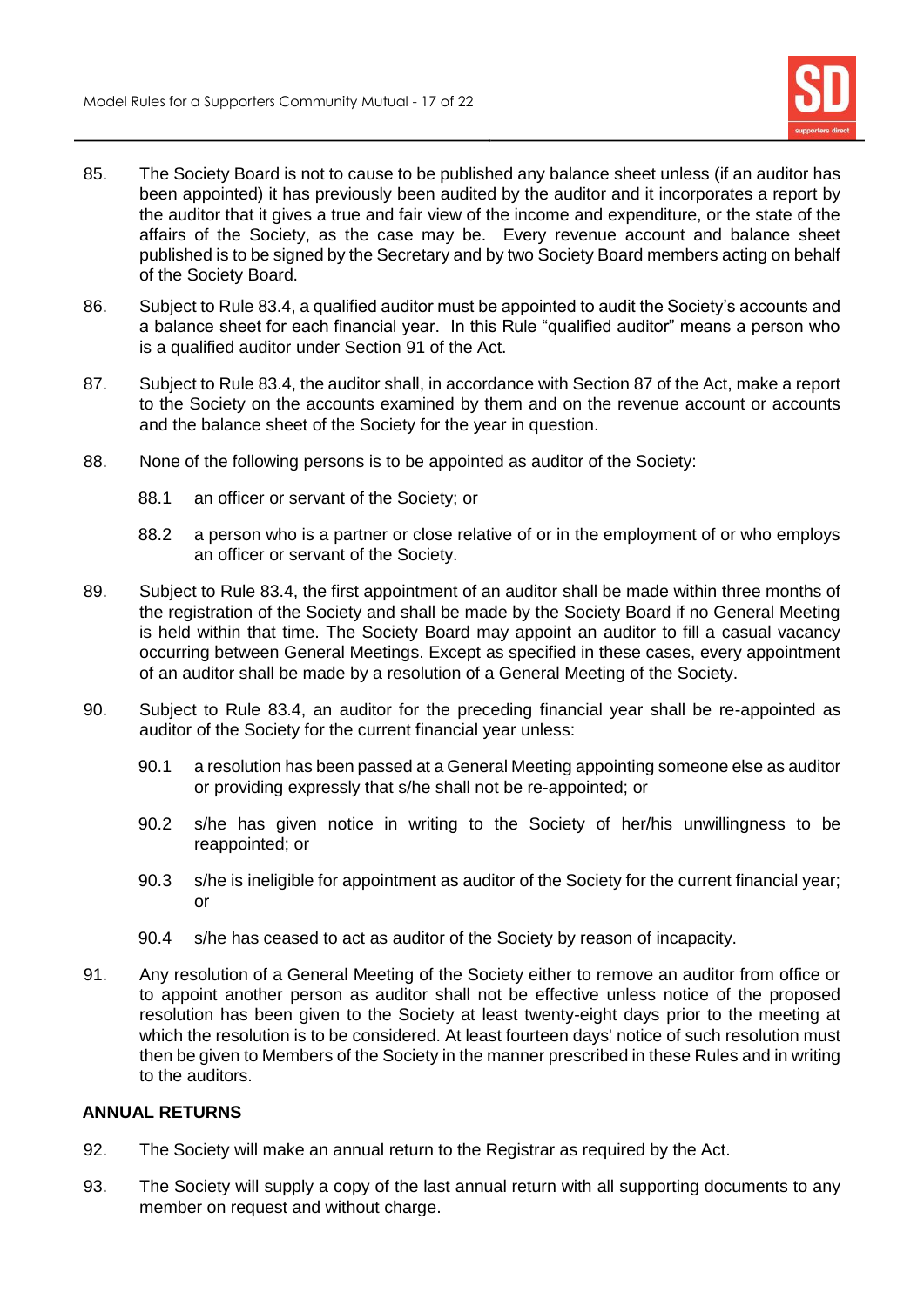85. The Society Board is not to cause to be published any balance sheet unless (if an auditor has been appointed) it has previously been audited by the auditor and it incorporates a report by the auditor that it gives a true and fair view of the income and expenditure, or the state of the affairs of the Society, as the case may be. Every revenue account and balance sheet published is to be signed by the Secretary and by two Society Board members acting on behalf of the Society Board.

86. Subject to Rule 83.4, a qualified auditor must be appointed to audit the Society's accounts and a balance sheet for each financial year. In this Rule "qualified auditor" means a person who is a qualified auditor under Section 91 of the Act.

87. Subject to Rule 83.4, the auditor shall, in accordance with Section 87 of the Act, make a report to the Society on the accounts examined by them and on the revenue account or accounts and the balance sheet of the Society for the year in question.

88. None of the following persons is to be appointed as auditor of the Society:

    88.1 an officer or servant of the Society; or

    88.2 a person who is a partner or close relative of or in the employment of or who employs an officer or servant of the Society.

89. Subject to Rule 83.4, the first appointment of an auditor shall be made within three months of the registration of the Society and shall be made by the Society Board if no General Meeting is held within that time. The Society Board may appoint an auditor to fill a casual vacancy occurring between General Meetings. Except as specified in these cases, every appointment of an auditor shall be made by a resolution of a General Meeting of the Society.

90. Subject to Rule 83.4, an auditor for the preceding financial year shall be re-appointed as auditor of the Society for the current financial year unless:

    90.1 a resolution has been passed at a General Meeting appointing someone else as auditor or providing expressly that s/he shall not be re-appointed; or

    90.2 s/he has given notice in writing to the Society of her/his unwillingness to be reappointed; or

    90.3 s/he is ineligible for appointment as auditor of the Society for the current financial year; or

    90.4 s/he has ceased to act as auditor of the Society by reason of incapacity.

91. Any resolution of a General Meeting of the Society either to remove an auditor from office or to appoint another person as auditor shall not be effective unless notice of the proposed resolution has been given to the Society at least twenty-eight days prior to the meeting at which the resolution is to be considered. At least fourteen days' notice of such resolution must then be given to Members of the Society in the manner prescribed in these Rules and in writing to the auditors.

## ANNUAL RETURNS

92. The Society will make an annual return to the Registrar as required by the Act.

93. The Society will supply a copy of the last annual return with all supporting documents to any member on request and without charge.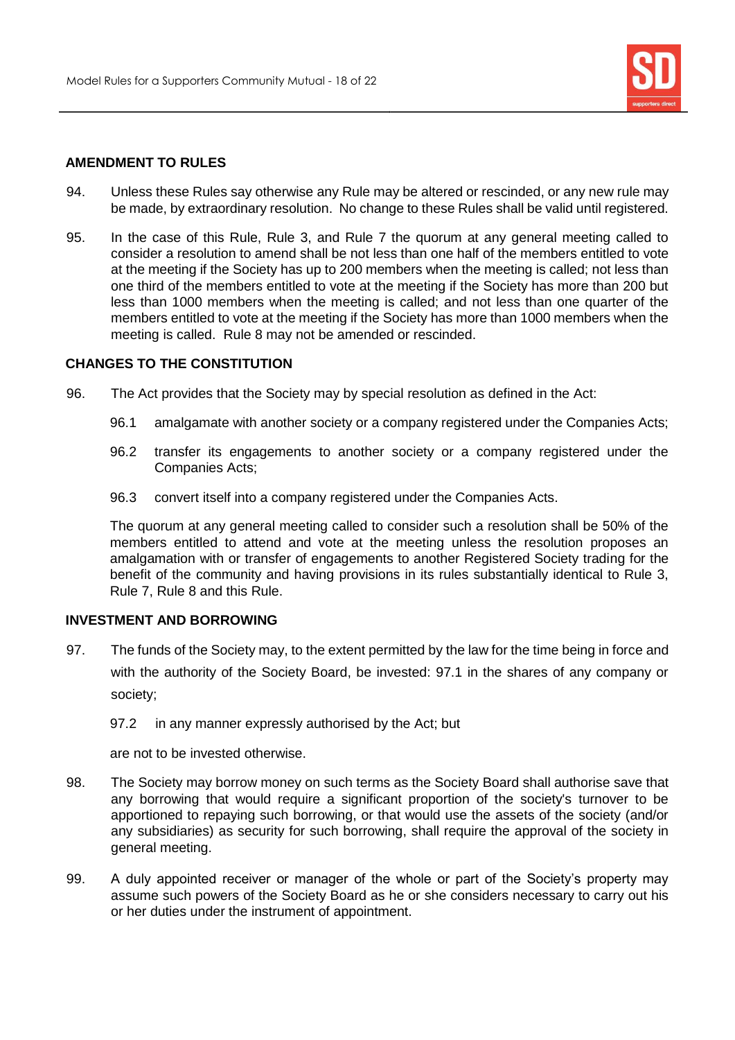## AMENDMENT TO RULES

94. Unless these Rules say otherwise any Rule may be altered or rescinded, or any new rule may be made, by extraordinary resolution. No change to these Rules shall be valid until registered.

95. In the case of this Rule, Rule 3, and Rule 7 the quorum at any general meeting called to consider a resolution to amend shall be not less than one half of the members entitled to vote at the meeting if the Society has up to 200 members when the meeting is called; not less than one third of the members entitled to vote at the meeting if the Society has more than 200 but less than 1000 members when the meeting is called; and not less than one quarter of the members entitled to vote at the meeting if the Society has more than 1000 members when the meeting is called. Rule 8 may not be amended or rescinded.

## CHANGES TO THE CONSTITUTION

96. The Act provides that the Society may by special resolution as defined in the Act:

    96.1 amalgamate with another society or a company registered under the Companies Acts;

    96.2 transfer its engagements to another society or a company registered under the Companies Acts;

    96.3 convert itself into a company registered under the Companies Acts.

    The quorum at any general meeting called to consider such a resolution shall be 50% of the members entitled to attend and vote at the meeting unless the resolution proposes an amalgamation with or transfer of engagements to another Registered Society trading for the benefit of the community and having provisions in its rules substantially identical to Rule 3, Rule 7, Rule 8 and this Rule.

## INVESTMENT AND BORROWING

97. The funds of the Society may, to the extent permitted by the law for the time being in force and with the authority of the Society Board, be invested: 97.1 in the shares of any company or society;

    97.2 in any manner expressly authorised by the Act; but

    are not to be invested otherwise.

98. The Society may borrow money on such terms as the Society Board shall authorise save that any borrowing that would require a significant proportion of the society's turnover to be apportioned to repaying such borrowing, or that would use the assets of the society (and/or any subsidiaries) as security for such borrowing, shall require the approval of the society in general meeting.

99. A duly appointed receiver or manager of the whole or part of the Society's property may assume such powers of the Society Board as he or she considers necessary to carry out his or her duties under the instrument of appointment.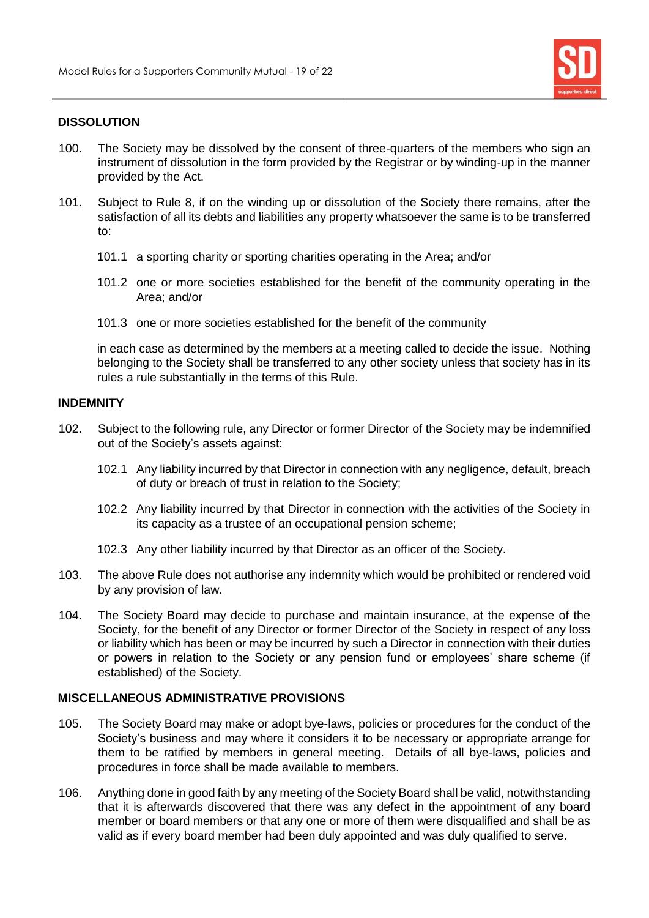## DISSOLUTION

100. The Society may be dissolved by the consent of three-quarters of the members who sign an instrument of dissolution in the form provided by the Registrar or by winding-up in the manner provided by the Act.

101. Subject to Rule 8, if on the winding up or dissolution of the Society there remains, after the satisfaction of all its debts and liabilities any property whatsoever the same is to be transferred to:

    101.1 a sporting charity or sporting charities operating in the Area; and/or

    101.2 one or more societies established for the benefit of the community operating in the Area; and/or

    101.3 one or more societies established for the benefit of the community

    in each case as determined by the members at a meeting called to decide the issue. Nothing belonging to the Society shall be transferred to any other society unless that society has in its rules a rule substantially in the terms of this Rule.

## INDEMNITY

102. Subject to the following rule, any Director or former Director of the Society may be indemnified out of the Society's assets against:

    102.1 Any liability incurred by that Director in connection with any negligence, default, breach of duty or breach of trust in relation to the Society;

    102.2 Any liability incurred by that Director in connection with the activities of the Society in its capacity as a trustee of an occupational pension scheme;

    102.3 Any other liability incurred by that Director as an officer of the Society.

103. The above Rule does not authorise any indemnity which would be prohibited or rendered void by any provision of law.

104. The Society Board may decide to purchase and maintain insurance, at the expense of the Society, for the benefit of any Director or former Director of the Society in respect of any loss or liability which has been or may be incurred by such a Director in connection with their duties or powers in relation to the Society or any pension fund or employees' share scheme (if established) of the Society.

## MISCELLANEOUS ADMINISTRATIVE PROVISIONS

105. The Society Board may make or adopt bye-laws, policies or procedures for the conduct of the Society's business and may where it considers it to be necessary or appropriate arrange for them to be ratified by members in general meeting. Details of all bye-laws, policies and procedures in force shall be made available to members.

106. Anything done in good faith by any meeting of the Society Board shall be valid, notwithstanding that it is afterwards discovered that there was any defect in the appointment of any board member or board members or that any one or more of them were disqualified and shall be as valid as if every board member had been duly appointed and was duly qualified to serve.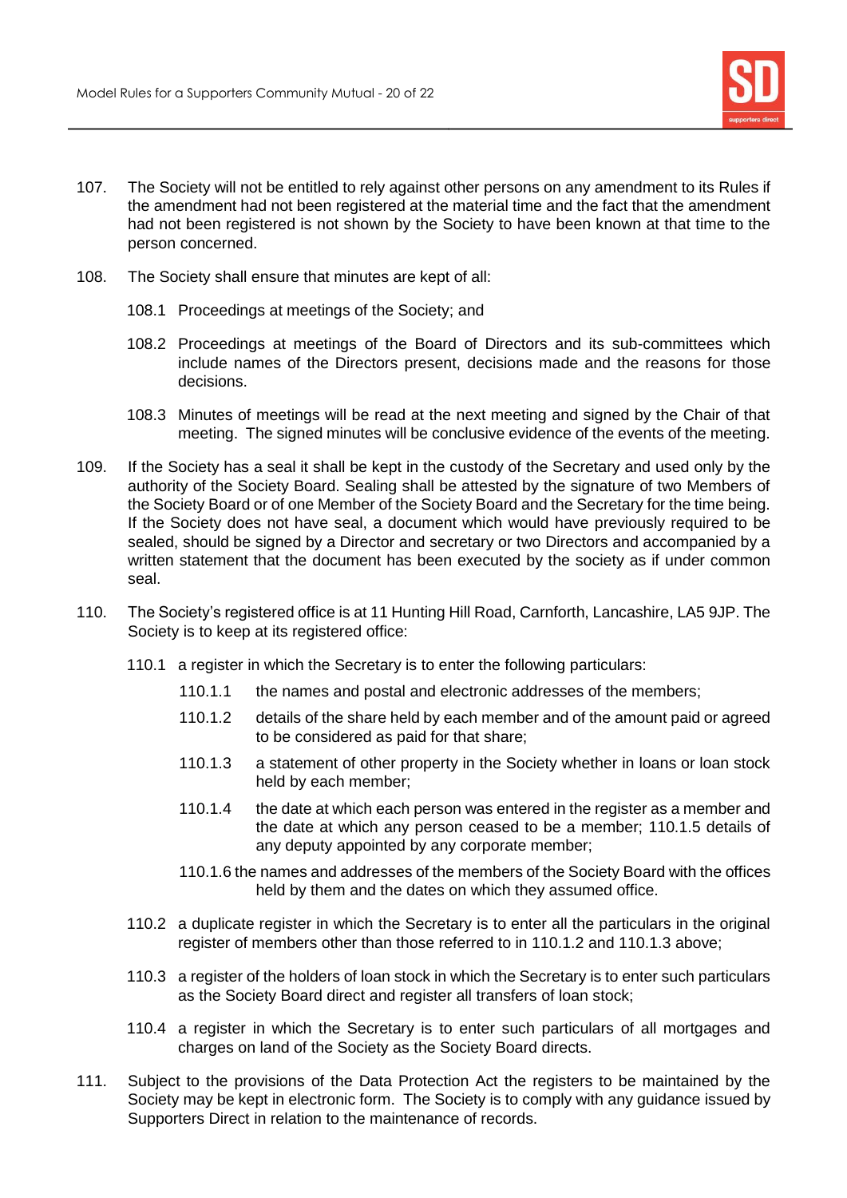107. The Society will not be entitled to rely against other persons on any amendment to its Rules if the amendment had not been registered at the material time and the fact that the amendment had not been registered is not shown by the Society to have been known at that time to the person concerned.

108. The Society shall ensure that minutes are kept of all:

   108.1 Proceedings at meetings of the Society; and

   108.2 Proceedings at meetings of the Board of Directors and its sub-committees which include names of the Directors present, decisions made and the reasons for those decisions.

   108.3 Minutes of meetings will be read at the next meeting and signed by the Chair of that meeting. The signed minutes will be conclusive evidence of the events of the meeting.

109. If the Society has a seal it shall be kept in the custody of the Secretary and used only by the authority of the Society Board. Sealing shall be attested by the signature of two Members of the Society Board or of one Member of the Society Board and the Secretary for the time being. If the Society does not have seal, a document which would have previously required to be sealed, should be signed by a Director and secretary or two Directors and accompanied by a written statement that the document has been executed by the society as if under common seal.

110. The Society's registered office is at 11 Hunting Hill Road, Carnforth, Lancashire, LA5 9JP. The Society is to keep at its registered office:

   110.1 a register in which the Secretary is to enter the following particulars:

      110.1.1 the names and postal and electronic addresses of the members;

      110.1.2 details of the share held by each member and of the amount paid or agreed to be considered as paid for that share;

      110.1.3 a statement of other property in the Society whether in loans or loan stock held by each member;

      110.1.4 the date at which each person was entered in the register as a member and the date at which any person ceased to be a member; 110.1.5 details of any deputy appointed by any corporate member;

      110.1.6 the names and addresses of the members of the Society Board with the offices held by them and the dates on which they assumed office.

   110.2 a duplicate register in which the Secretary is to enter all the particulars in the original register of members other than those referred to in 110.1.2 and 110.1.3 above;

   110.3 a register of the holders of loan stock in which the Secretary is to enter such particulars as the Society Board direct and register all transfers of loan stock;

   110.4 a register in which the Secretary is to enter such particulars of all mortgages and charges on land of the Society as the Society Board directs.

111. Subject to the provisions of the Data Protection Act the registers to be maintained by the Society may be kept in electronic form. The Society is to comply with any guidance issued by Supporters Direct in relation to the maintenance of records.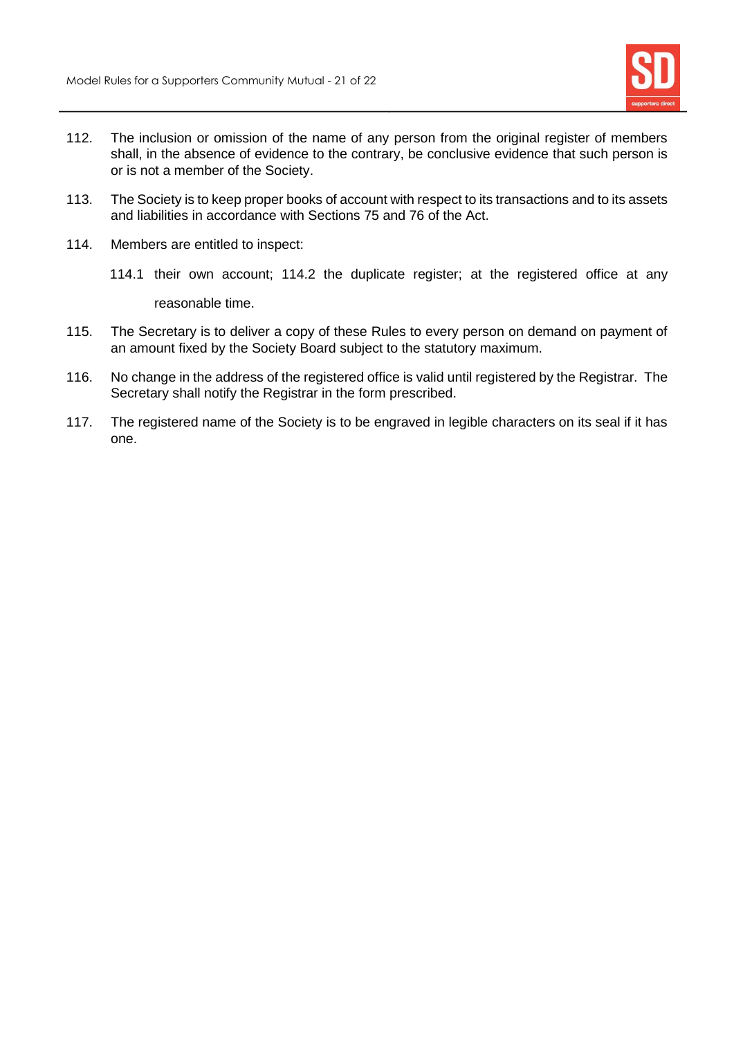112. The inclusion or omission of the name of any person from the original register of members shall, in the absence of evidence to the contrary, be conclusive evidence that such person is or is not a member of the Society.

113. The Society is to keep proper books of account with respect to its transactions and to its assets and liabilities in accordance with Sections 75 and 76 of the Act.

114. Members are entitled to inspect:

    114.1 their own account;
    114.2 the duplicate register;

    at the registered office at any reasonable time.

115. The Secretary is to deliver a copy of these Rules to every person on demand on payment of an amount fixed by the Society Board subject to the statutory maximum.

116. No change in the address of the registered office is valid until registered by the Registrar. The Secretary shall notify the Registrar in the form prescribed.

117. The registered name of the Society is to be engraved in legible characters on its seal if it has one.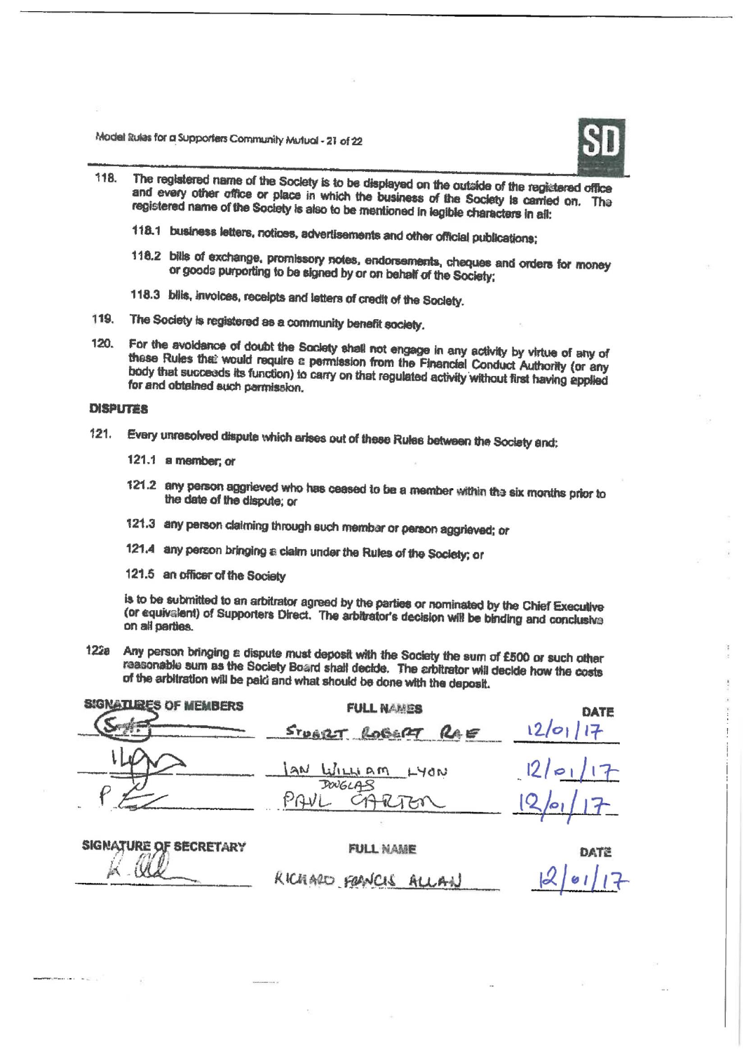118. The registered name of the Society is to be displayed on the outside of the registered office and every other office or place in which the business of the Society is carried on. The registered name of the Society is also to be mentioned in legible characters in all:

 118.1 business letters, notices, advertisements and other official publications;

 118.2 bills of exchange, promissory notes, endorsements, cheques and orders for money or goods purporting to be signed by or on behalf of the Society;

 118.3 bills, invoices, receipts and letters of credit of the Society.

119. The Society is registered as a community benefit society.

120. For the avoidance of doubt the Society shall not engage in any activity by virtue of any of these Rules that would require a permission from the Financial Conduct Authority (or any body that succeeds its function) to carry on that regulated activity without first having applied for and obtained such permission.

**DISPUTES**

121. Every unresolved dispute which arises out of these Rules between the Society and:

 121.1 a member; or

 121.2 any person aggrieved who has ceased to be a member within the six months prior to the date of the dispute; or

 121.3 any person claiming through such member or person aggrieved; or

 121.4 any person bringing a claim under the Rules of the Society; or

 121.5 an officer of the Society

 is to be submitted to an arbitrator agreed by the parties or nominated by the Chief Executive (or equivalent) of Supporters Direct. The arbitrator's decision will be binding and conclusive on all parties.

122a Any person bringing a dispute must deposit with the Society the sum of £500 or such other reasonable sum as the Society Board shall decide. The arbitrator will decide how the costs of the arbitration will be paid and what should be done with the deposit.

| SIGNATURES OF MEMBERS | FULL NAMES | DATE |
|---|---|---|
| [signature] | STUART ROBERT RAE | 12/01/17 |
| [signature] | IAN WILLIAM LYON | 12/01/17 |
| [signature] | PAUL DOUGLAS CARTER | 12/01/17 |

| SIGNATURE OF SECRETARY | FULL NAME | DATE |
|---|---|---|
| [signature] | RICHARD FRANCIS ALLAN | 12/01/17 |